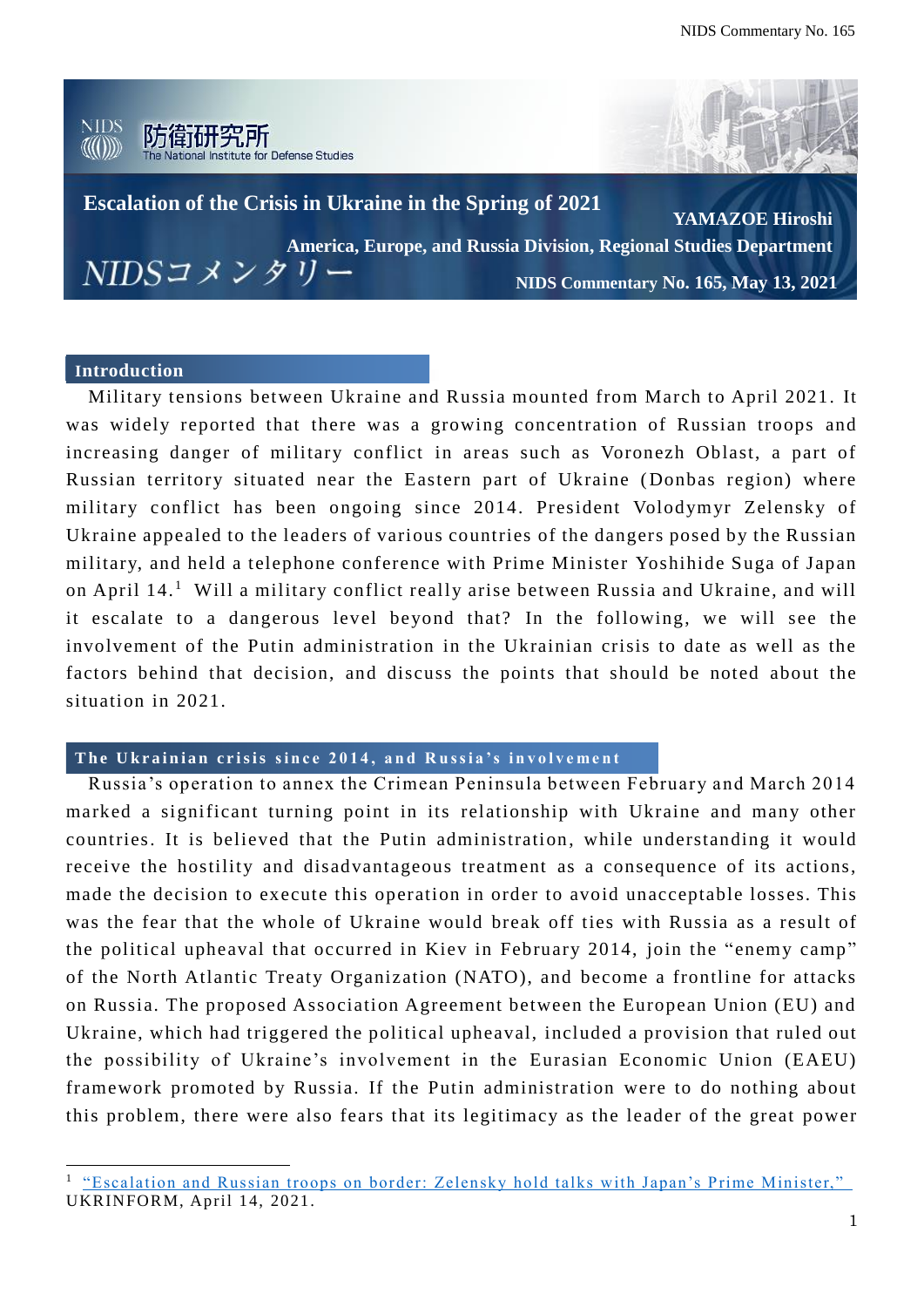NIDS 防衛研究所 The National Institute for Defense Studies

# Escalation of the Crisis in Ukraine in the Spring of 2021

**YAMAZOE Hiroshi**

**America, Europe, and Russia Division, Regional Studies Department**

NIDSコメンタリー

**NIDS Commentary No. 165, May 13, 2021**

## Introduction

Military tensions between Ukraine and Russia mounted from March to April 2021. It was widely reported that there was a growing concentration of Russian troops and increasing danger of military conflict in areas such as Voronezh Oblast, a part of Russian territory situated near the Eastern part of Ukraine (Donbas region) where military conflict has been ongoing since 2014. President Volodymyr Zelensky of Ukraine appealed to the leaders of various countries of the dangers posed by the Russian military, and held a telephone conference with Prime Minister Yoshihide Suga of Japan on April 14.[1] Will a military conflict really arise between Russia and Ukraine, and will it escalate to a dangerous level beyond that? In the following, we will see the involvement of the Putin administration in the Ukrainian crisis to date as well as the factors behind that decision, and discuss the points that should be noted about the situation in 2021.

## The Ukrainian crisis since 2014, and Russia's involvement

Russia's operation to annex the Crimean Peninsula between February and March 2014 marked a significant turning point in its relationship with Ukraine and many other countries. It is believed that the Putin administration, while understanding it would receive the hostility and disadvantageous treatment as a consequence of its actions, made the decision to execute this operation in order to avoid unacceptable losses. This was the fear that the whole of Ukraine would break off ties with Russia as a result of the political upheaval that occurred in Kiev in February 2014, join the "enemy camp" of the North Atlantic Treaty Organization (NATO), and become a frontline for attacks on Russia. The proposed Association Agreement between the European Union (EU) and Ukraine, which had triggered the political upheaval, included a provision that ruled out the possibility of Ukraine's involvement in the Eurasian Economic Union (EAEU) framework promoted by Russia. If the Putin administration were to do nothing about this problem, there were also fears that its legitimacy as the leader of the great power

---

[1] "Escalation and Russian troops on border: Zelensky hold talks with Japan's Prime Minister," UKRINFORM, April 14, 2021.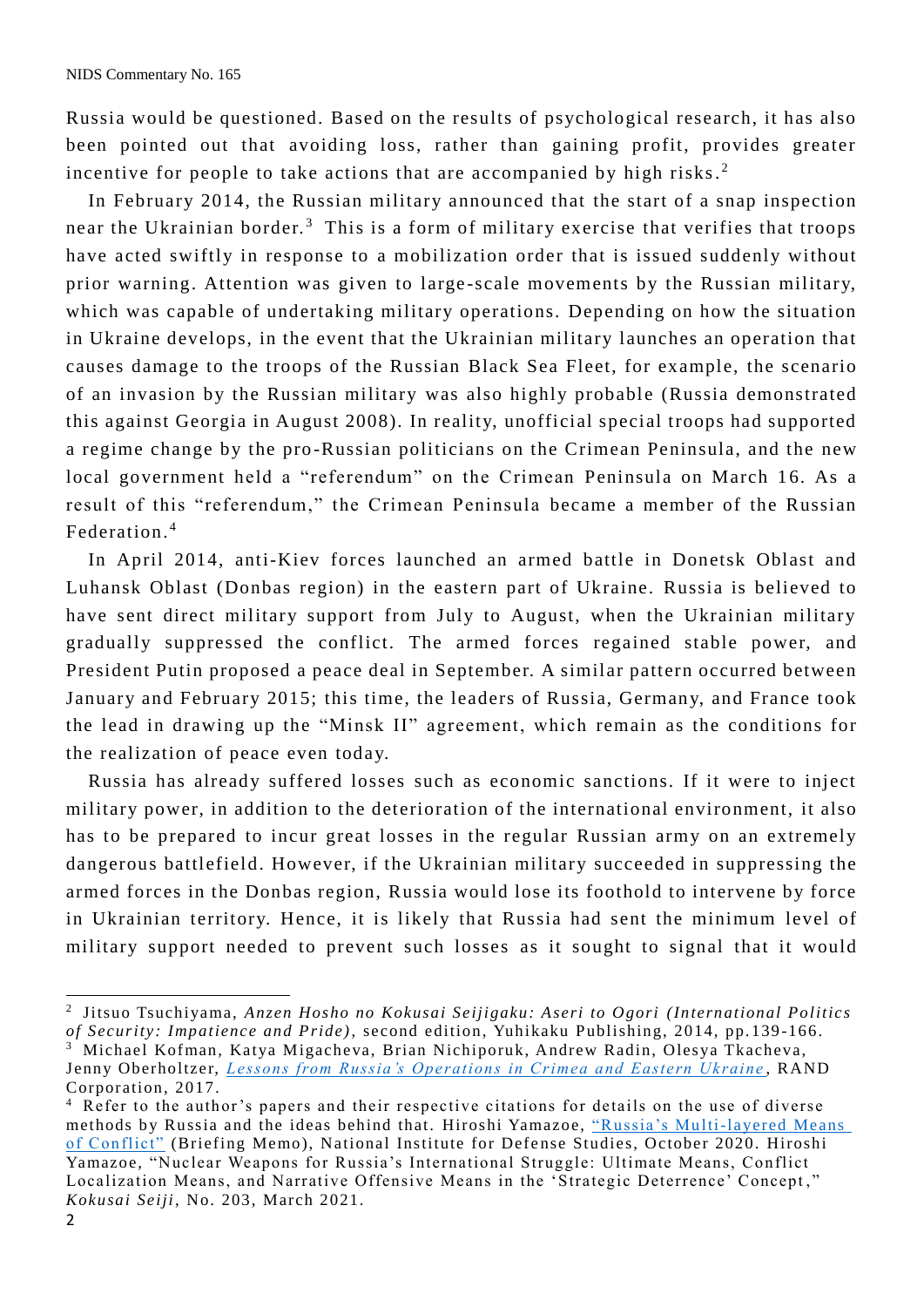Russia would be questioned. Based on the results of psychological research, it has also been pointed out that avoiding loss, rather than gaining profit, provides greater incentive for people to take actions that are accompanied by high risks.[2]

In February 2014, the Russian military announced that the start of a snap inspection near the Ukrainian border.[3] This is a form of military exercise that verifies that troops have acted swiftly in response to a mobilization order that is issued suddenly without prior warning. Attention was given to large-scale movements by the Russian military, which was capable of undertaking military operations. Depending on how the situation in Ukraine develops, in the event that the Ukrainian military launches an operation that causes damage to the troops of the Russian Black Sea Fleet, for example, the scenario of an invasion by the Russian military was also highly probable (Russia demonstrated this against Georgia in August 2008). In reality, unofficial special troops had supported a regime change by the pro-Russian politicians on the Crimean Peninsula, and the new local government held a "referendum" on the Crimean Peninsula on March 16. As a result of this "referendum," the Crimean Peninsula became a member of the Russian Federation.[4]

In April 2014, anti-Kiev forces launched an armed battle in Donetsk Oblast and Luhansk Oblast (Donbas region) in the eastern part of Ukraine. Russia is believed to have sent direct military support from July to August, when the Ukrainian military gradually suppressed the conflict. The armed forces regained stable power, and President Putin proposed a peace deal in September. A similar pattern occurred between January and February 2015; this time, the leaders of Russia, Germany, and France took the lead in drawing up the "Minsk II" agreement, which remain as the conditions for the realization of peace even today.

Russia has already suffered losses such as economic sanctions. If it were to inject military power, in addition to the deterioration of the international environment, it also has to be prepared to incur great losses in the regular Russian army on an extremely dangerous battlefield. However, if the Ukrainian military succeeded in suppressing the armed forces in the Donbas region, Russia would lose its foothold to intervene by force in Ukrainian territory. Hence, it is likely that Russia had sent the minimum level of military support needed to prevent such losses as it sought to signal that it would

---

[2] Jitsuo Tsuchiyama, *Anzen Hosho no Kokusai Seijigaku: Aseri to Ogori (International Politics of Security: Impatience and Pride)*, second edition, Yuhikaku Publishing, 2014, pp.139-166.

[3] Michael Kofman, Katya Migacheva, Brian Nichiporuk, Andrew Radin, Olesya Tkacheva, Jenny Oberholtzer, *Lessons from Russia's Operations in Crimea and Eastern Ukraine*, RAND Corporation, 2017.

[4] Refer to the author's papers and their respective citations for details on the use of diverse methods by Russia and the ideas behind that. Hiroshi Yamazoe, "Russia's Multi-layered Means of Conflict" (Briefing Memo), National Institute for Defense Studies, October 2020. Hiroshi Yamazoe, "Nuclear Weapons for Russia's International Struggle: Ultimate Means, Conflict Localization Means, and Narrative Offensive Means in the 'Strategic Deterrence' Concept," *Kokusai Seiji*, No. 203, March 2021.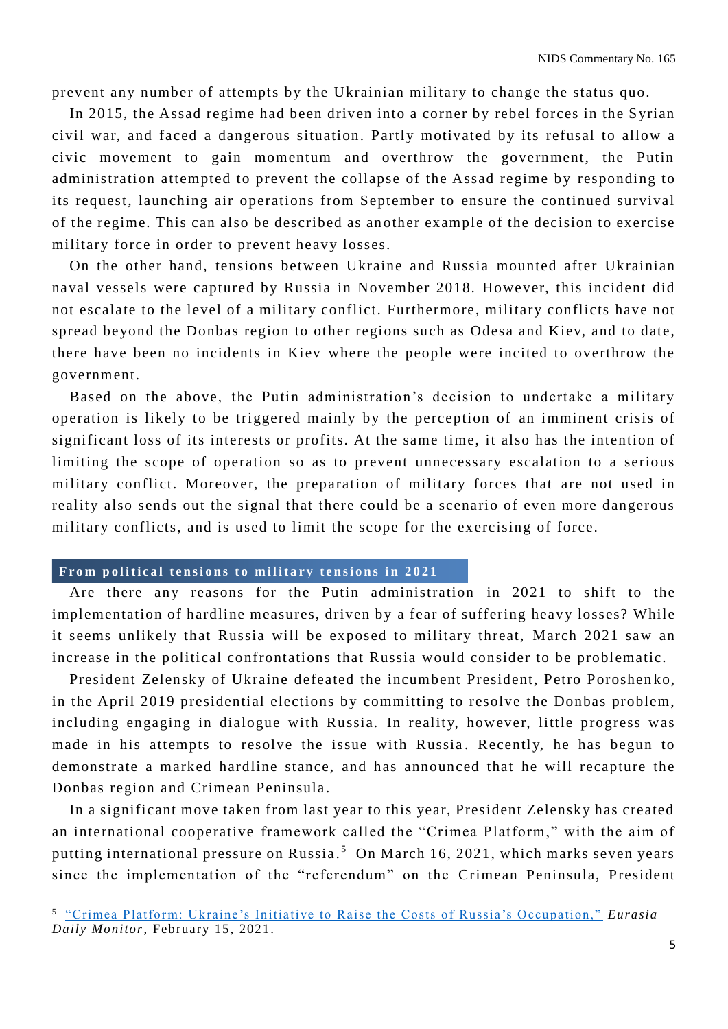prevent any number of attempts by the Ukrainian military to change the status quo.

In 2015, the Assad regime had been driven into a corner by rebel forces in the Syrian civil war, and faced a dangerous situation. Partly motivated by its refusal to allow a civic movement to gain momentum and overthrow the government, the Putin administration attempted to prevent the collapse of the Assad regime by responding to its request, launching air operations from September to ensure the continued survival of the regime. This can also be described as another example of the decision to exercise military force in order to prevent heavy losses.

On the other hand, tensions between Ukraine and Russia mounted after Ukrainian naval vessels were captured by Russia in November 2018. However, this incident did not escalate to the level of a military conflict. Furthermore, military conflicts have not spread beyond the Donbas region to other regions such as Odesa and Kiev, and to date, there have been no incidents in Kiev where the people were incited to overthrow the government.

Based on the above, the Putin administration's decision to undertake a military operation is likely to be triggered mainly by the perception of an imminent crisis of significant loss of its interests or profits. At the same time, it also has the intention of limiting the scope of operation so as to prevent unnecessary escalation to a serious military conflict. Moreover, the preparation of military forces that are not used in reality also sends out the signal that there could be a scenario of even more dangerous military conflicts, and is used to limit the scope for the exercising of force.

## From political tensions to military tensions in 2021

Are there any reasons for the Putin administration in 2021 to shift to the implementation of hardline measures, driven by a fear of suffering heavy losses? While it seems unlikely that Russia will be exposed to military threat, March 2021 saw an increase in the political confrontations that Russia would consider to be problematic.

President Zelensky of Ukraine defeated the incumbent President, Petro Poroshenko, in the April 2019 presidential elections by committing to resolve the Donbas problem, including engaging in dialogue with Russia. In reality, however, little progress was made in his attempts to resolve the issue with Russia. Recently, he has begun to demonstrate a marked hardline stance, and has announced that he will recapture the Donbas region and Crimean Peninsula.

In a significant move taken from last year to this year, President Zelensky has created an international cooperative framework called the "Crimea Platform," with the aim of putting international pressure on Russia.[5] On March 16, 2021, which marks seven years since the implementation of the "referendum" on the Crimean Peninsula, President

---

[5] "Crimea Platform: Ukraine's Initiative to Raise the Costs of Russia's Occupation," *Eurasia Daily Monitor*, February 15, 2021.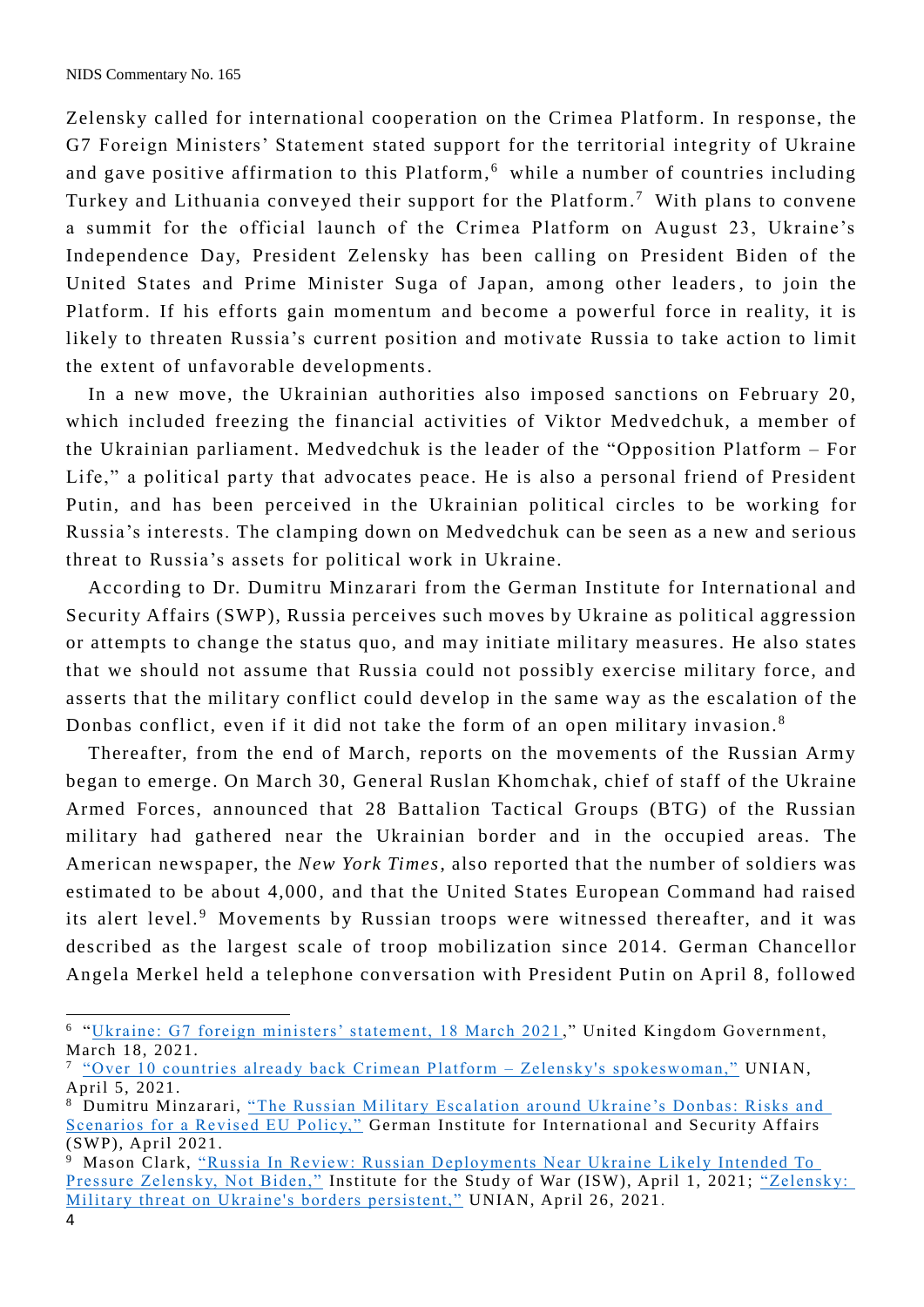Zelensky called for international cooperation on the Crimea Platform. In response, the G7 Foreign Ministers' Statement stated support for the territorial integrity of Ukraine and gave positive affirmation to this Platform,[6] while a number of countries including Turkey and Lithuania conveyed their support for the Platform.[7] With plans to convene a summit for the official launch of the Crimea Platform on August 23, Ukraine's Independence Day, President Zelensky has been calling on President Biden of the United States and Prime Minister Suga of Japan, among other leaders, to join the Platform. If his efforts gain momentum and become a powerful force in reality, it is likely to threaten Russia's current position and motivate Russia to take action to limit the extent of unfavorable developments.

In a new move, the Ukrainian authorities also imposed sanctions on February 20, which included freezing the financial activities of Viktor Medvedchuk, a member of the Ukrainian parliament. Medvedchuk is the leader of the "Opposition Platform – For Life," a political party that advocates peace. He is also a personal friend of President Putin, and has been perceived in the Ukrainian political circles to be working for Russia's interests. The clamping down on Medvedchuk can be seen as a new and serious threat to Russia's assets for political work in Ukraine.

According to Dr. Dumitru Minzarari from the German Institute for International and Security Affairs (SWP), Russia perceives such moves by Ukraine as political aggression or attempts to change the status quo, and may initiate military measures. He also states that we should not assume that Russia could not possibly exercise military force, and asserts that the military conflict could develop in the same way as the escalation of the Donbas conflict, even if it did not take the form of an open military invasion.[8]

Thereafter, from the end of March, reports on the movements of the Russian Army began to emerge. On March 30, General Ruslan Khomchak, chief of staff of the Ukraine Armed Forces, announced that 28 Battalion Tactical Groups (BTG) of the Russian military had gathered near the Ukrainian border and in the occupied areas. The American newspaper, the *New York Times*, also reported that the number of soldiers was estimated to be about 4,000, and that the United States European Command had raised its alert level.[9] Movements by Russian troops were witnessed thereafter, and it was described as the largest scale of troop mobilization since 2014. German Chancellor Angela Merkel held a telephone conversation with President Putin on April 8, followed

---

[6] "Ukraine: G7 foreign ministers' statement, 18 March 2021," United Kingdom Government, March 18, 2021.

[7] "Over 10 countries already back Crimean Platform – Zelensky's spokeswoman," UNIAN, April 5, 2021.

[8] Dumitru Minzarari, "The Russian Military Escalation around Ukraine's Donbas: Risks and Scenarios for a Revised EU Policy," German Institute for International and Security Affairs (SWP), April 2021.

[9] Mason Clark, "Russia In Review: Russian Deployments Near Ukraine Likely Intended To Pressure Zelensky, Not Biden," Institute for the Study of War (ISW), April 1, 2021; "Zelensky: Military threat on Ukraine's borders persistent," UNIAN, April 26, 2021.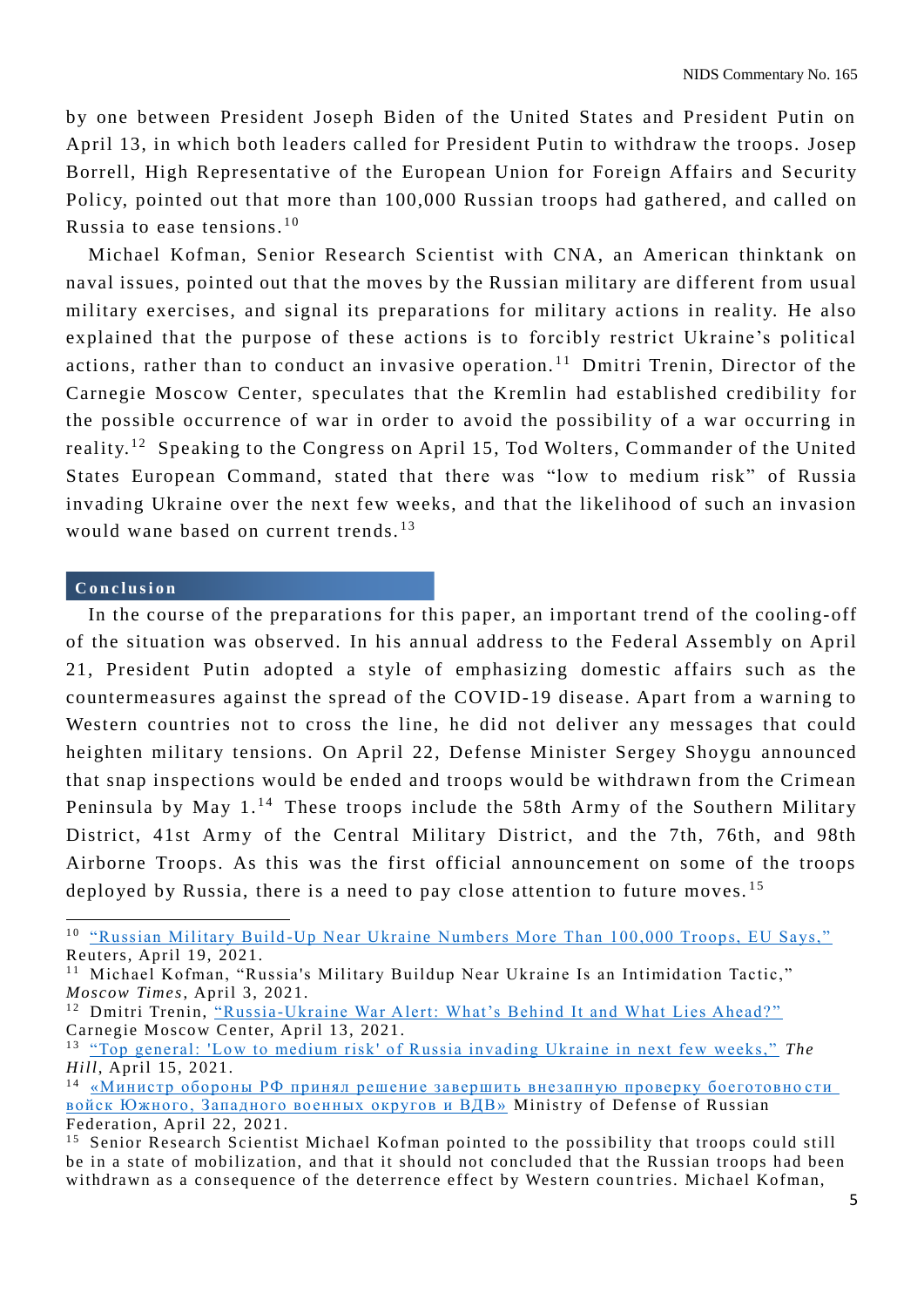by one between President Joseph Biden of the United States and President Putin on April 13, in which both leaders called for President Putin to withdraw the troops. Josep Borrell, High Representative of the European Union for Foreign Affairs and Security Policy, pointed out that more than 100,000 Russian troops had gathered, and called on Russia to ease tensions.[10]

Michael Kofman, Senior Research Scientist with CNA, an American thinktank on naval issues, pointed out that the moves by the Russian military are different from usual military exercises, and signal its preparations for military actions in reality. He also explained that the purpose of these actions is to forcibly restrict Ukraine's political actions, rather than to conduct an invasive operation.[11] Dmitri Trenin, Director of the Carnegie Moscow Center, speculates that the Kremlin had established credibility for the possible occurrence of war in order to avoid the possibility of a war occurring in reality.[12] Speaking to the Congress on April 15, Tod Wolters, Commander of the United States European Command, stated that there was "low to medium risk" of Russia invading Ukraine over the next few weeks, and that the likelihood of such an invasion would wane based on current trends.[13]

## Conclusion

In the course of the preparations for this paper, an important trend of the cooling-off of the situation was observed. In his annual address to the Federal Assembly on April 21, President Putin adopted a style of emphasizing domestic affairs such as the countermeasures against the spread of the COVID-19 disease. Apart from a warning to Western countries not to cross the line, he did not deliver any messages that could heighten military tensions. On April 22, Defense Minister Sergey Shoygu announced that snap inspections would be ended and troops would be withdrawn from the Crimean Peninsula by May 1.[14] These troops include the 58th Army of the Southern Military District, 41st Army of the Central Military District, and the 7th, 76th, and 98th Airborne Troops. As this was the first official announcement on some of the troops deployed by Russia, there is a need to pay close attention to future moves.[15]

---

[10] "Russian Military Build-Up Near Ukraine Numbers More Than 100,000 Troops, EU Says," Reuters, April 19, 2021.

[11] Michael Kofman, "Russia's Military Buildup Near Ukraine Is an Intimidation Tactic," *Moscow Times*, April 3, 2021.

[12] Dmitri Trenin, "Russia-Ukraine War Alert: What's Behind It and What Lies Ahead?" Carnegie Moscow Center, April 13, 2021.

[13] "Top general: 'Low to medium risk' of Russia invading Ukraine in next few weeks," *The Hill*, April 15, 2021.

[14] «Министр обороны РФ принял решение завершить внезапную проверку боеготовности войск Южного, Западного военных округов и ВДВ» Ministry of Defense of Russian Federation, April 22, 2021.

[15] Senior Research Scientist Michael Kofman pointed to the possibility that troops could still be in a state of mobilization, and that it should not concluded that the Russian troops had been withdrawn as a consequence of the deterrence effect by Western countries. Michael Kofman,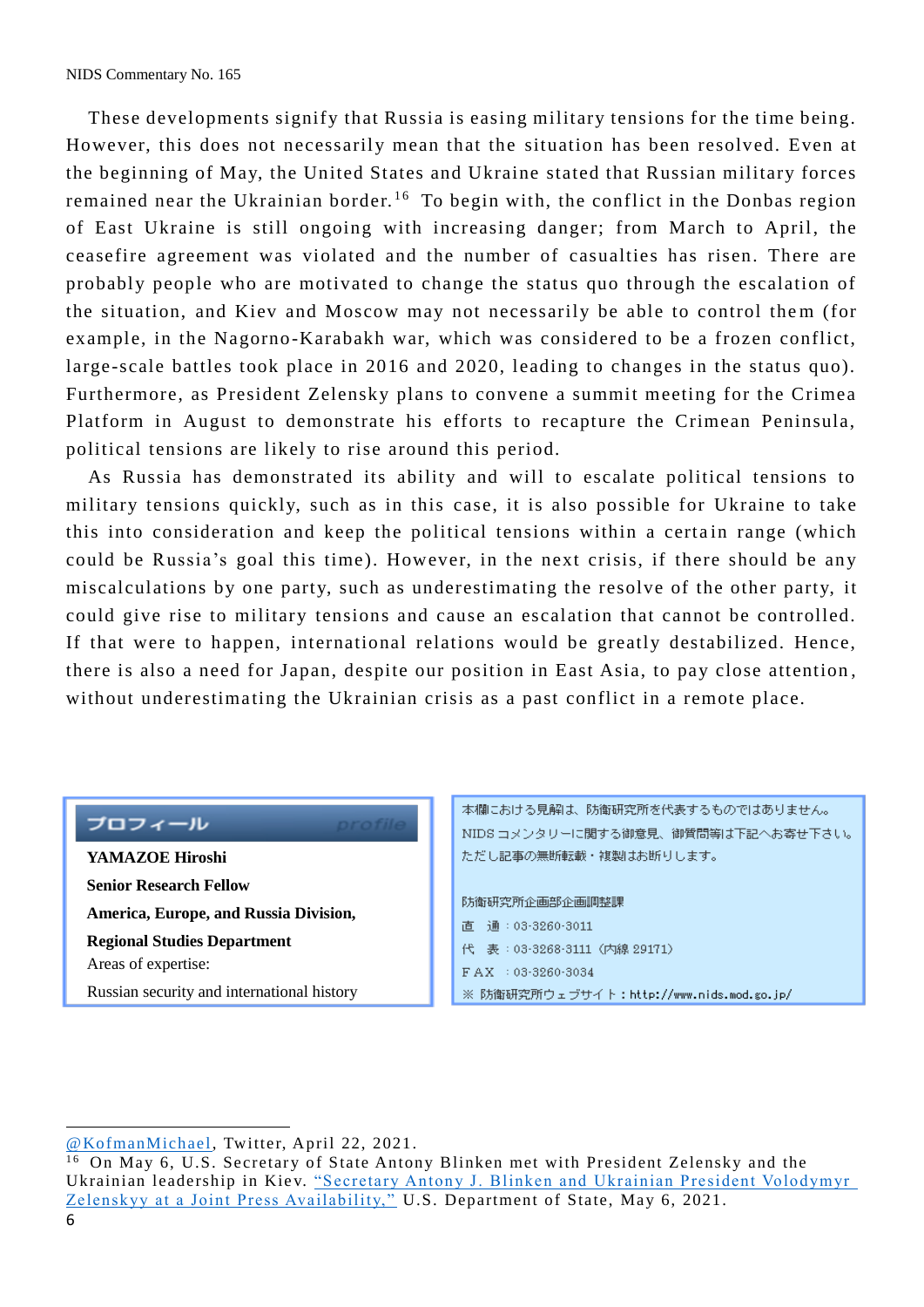These developments signify that Russia is easing military tensions for the time being. However, this does not necessarily mean that the situation has been resolved. Even at the beginning of May, the United States and Ukraine stated that Russian military forces remained near the Ukrainian border.[16] To begin with, the conflict in the Donbas region of East Ukraine is still ongoing with increasing danger; from March to April, the ceasefire agreement was violated and the number of casualties has risen. There are probably people who are motivated to change the status quo through the escalation of the situation, and Kiev and Moscow may not necessarily be able to control them (for example, in the Nagorno-Karabakh war, which was considered to be a frozen conflict, large-scale battles took place in 2016 and 2020, leading to changes in the status quo). Furthermore, as President Zelensky plans to convene a summit meeting for the Crimea Platform in August to demonstrate his efforts to recapture the Crimean Peninsula, political tensions are likely to rise around this period.

As Russia has demonstrated its ability and will to escalate political tensions to military tensions quickly, such as in this case, it is also possible for Ukraine to take this into consideration and keep the political tensions within a certain range (which could be Russia's goal this time). However, in the next crisis, if there should be any miscalculations by one party, such as underestimating the resolve of the other party, it could give rise to military tensions and cause an escalation that cannot be controlled. If that were to happen, international relations would be greatly destabilized. Hence, there is also a need for Japan, despite our position in East Asia, to pay close attention, without underestimating the Ukrainian crisis as a past conflict in a remote place.

**プロフィール** *profile*

**YAMAZOE Hiroshi**

**Senior Research Fellow**

**America, Europe, and Russia Division,**

**Regional Studies Department**

Areas of expertise:

Russian security and international history

本欄における見解は、防衛研究所を代表するものではありません。
NIDSコメンタリーに関する御意見、御質問等は下記へお寄せ下さい。
ただし記事の無断転載・複製はお断りします。

防衛研究所企画部企画調整課
直　通：03-3260-3011
代　表：03-3268-3111（内線 29171）
FAX　：03-3260-3034
※ 防衛研究所ウェブサイト：http://www.nids.mod.go.jp/

---

@KofmanMichael, Twitter, April 22, 2021.

[16] On May 6, U.S. Secretary of State Antony Blinken met with President Zelensky and the Ukrainian leadership in Kiev. "Secretary Antony J. Blinken and Ukrainian President Volodymyr Zelenskyy at a Joint Press Availability," U.S. Department of State, May 6, 2021.